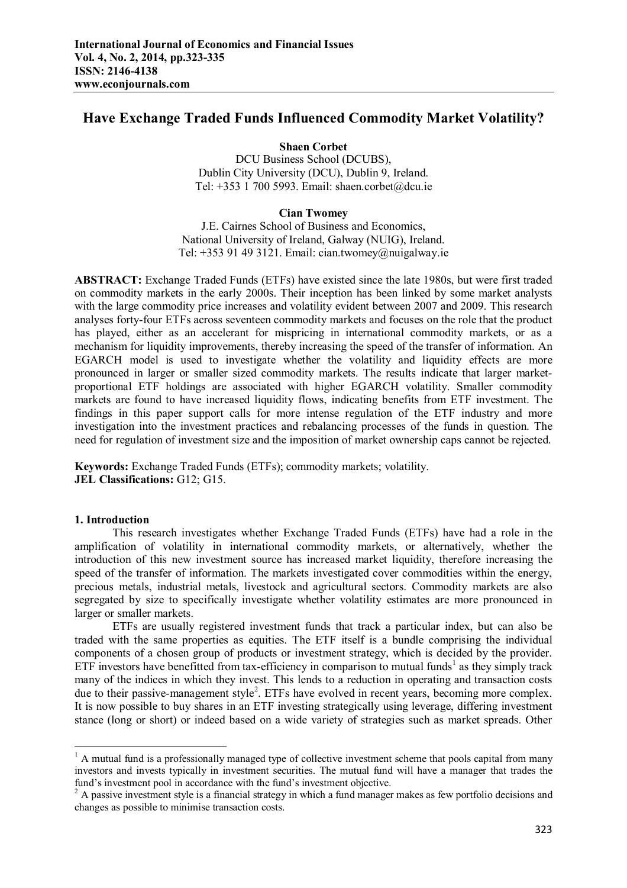# Have Exchange Traded Funds Influenced Commodity Market Volatility?

**Shaen Corbet**
DCU Business School (DCUBS),
Dublin City University (DCU), Dublin 9, Ireland.
Tel: +353 1 700 5993. Email: shaen.corbet@dcu.ie

**Cian Twomey**
J.E. Cairnes School of Business and Economics,
National University of Ireland, Galway (NUIG), Ireland.
Tel: +353 91 49 3121. Email: cian.twomey@nuigalway.ie

**ABSTRACT:** Exchange Traded Funds (ETFs) have existed since the late 1980s, but were first traded on commodity markets in the early 2000s. Their inception has been linked by some market analysts with the large commodity price increases and volatility evident between 2007 and 2009. This research analyses forty-four ETFs across seventeen commodity markets and focuses on the role that the product has played, either as an accelerant for mispricing in international commodity markets, or as a mechanism for liquidity improvements, thereby increasing the speed of the transfer of information. An EGARCH model is used to investigate whether the volatility and liquidity effects are more pronounced in larger or smaller sized commodity markets. The results indicate that larger market-proportional ETF holdings are associated with higher EGARCH volatility. Smaller commodity markets are found to have increased liquidity flows, indicating benefits from ETF investment. The findings in this paper support calls for more intense regulation of the ETF industry and more investigation into the investment practices and rebalancing processes of the funds in question. The need for regulation of investment size and the imposition of market ownership caps cannot be rejected.

**Keywords:** Exchange Traded Funds (ETFs); commodity markets; volatility.
**JEL Classifications:** G12; G15.

## 1. Introduction

This research investigates whether Exchange Traded Funds (ETFs) have had a role in the amplification of volatility in international commodity markets, or alternatively, whether the introduction of this new investment source has increased market liquidity, therefore increasing the speed of the transfer of information. The markets investigated cover commodities within the energy, precious metals, industrial metals, livestock and agricultural sectors. Commodity markets are also segregated by size to specifically investigate whether volatility estimates are more pronounced in larger or smaller markets.

ETFs are usually registered investment funds that track a particular index, but can also be traded with the same properties as equities. The ETF itself is a bundle comprising the individual components of a chosen group of products or investment strategy, which is decided by the provider. ETF investors have benefitted from tax-efficiency in comparison to mutual funds[1] as they simply track many of the indices in which they invest. This lends to a reduction in operating and transaction costs due to their passive-management style[2]. ETFs have evolved in recent years, becoming more complex. It is now possible to buy shares in an ETF investing strategically using leverage, differing investment stance (long or short) or indeed based on a wide variety of strategies such as market spreads. Other

---

[1] A mutual fund is a professionally managed type of collective investment scheme that pools capital from many investors and invests typically in investment securities. The mutual fund will have a manager that trades the fund's investment pool in accordance with the fund's investment objective.

[2] A passive investment style is a financial strategy in which a fund manager makes as few portfolio decisions and changes as possible to minimise transaction costs.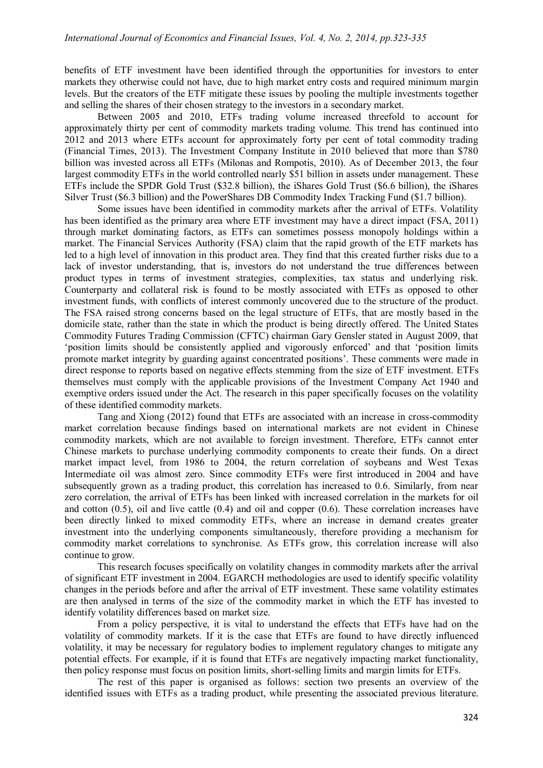benefits of ETF investment have been identified through the opportunities for investors to enter markets they otherwise could not have, due to high market entry costs and required minimum margin levels. But the creators of the ETF mitigate these issues by pooling the multiple investments together and selling the shares of their chosen strategy to the investors in a secondary market.

Between 2005 and 2010, ETFs trading volume increased threefold to account for approximately thirty per cent of commodity markets trading volume. This trend has continued into 2012 and 2013 where ETFs account for approximately forty per cent of total commodity trading (Financial Times, 2013). The Investment Company Institute in 2010 believed that more than $780 billion was invested across all ETFs (Milonas and Rompotis, 2010). As of December 2013, the four largest commodity ETFs in the world controlled nearly $51 billion in assets under management. These ETFs include the SPDR Gold Trust ($32.8 billion), the iShares Gold Trust ($6.6 billion), the iShares Silver Trust ($6.3 billion) and the PowerShares DB Commodity Index Tracking Fund ($1.7 billion).

Some issues have been identified in commodity markets after the arrival of ETFs. Volatility has been identified as the primary area where ETF investment may have a direct impact (FSA, 2011) through market dominating factors, as ETFs can sometimes possess monopoly holdings within a market. The Financial Services Authority (FSA) claim that the rapid growth of the ETF markets has led to a high level of innovation in this product area. They find that this created further risks due to a lack of investor understanding, that is, investors do not understand the true differences between product types in terms of investment strategies, complexities, tax status and underlying risk. Counterparty and collateral risk is found to be mostly associated with ETFs as opposed to other investment funds, with conflicts of interest commonly uncovered due to the structure of the product. The FSA raised strong concerns based on the legal structure of ETFs, that are mostly based in the domicile state, rather than the state in which the product is being directly offered. The United States Commodity Futures Trading Commission (CFTC) chairman Gary Gensler stated in August 2009, that 'position limits should be consistently applied and vigorously enforced' and that 'position limits promote market integrity by guarding against concentrated positions'. These comments were made in direct response to reports based on negative effects stemming from the size of ETF investment. ETFs themselves must comply with the applicable provisions of the Investment Company Act 1940 and exemptive orders issued under the Act. The research in this paper specifically focuses on the volatility of these identified commodity markets.

Tang and Xiong (2012) found that ETFs are associated with an increase in cross-commodity market correlation because findings based on international markets are not evident in Chinese commodity markets, which are not available to foreign investment. Therefore, ETFs cannot enter Chinese markets to purchase underlying commodity components to create their funds. On a direct market impact level, from 1986 to 2004, the return correlation of soybeans and West Texas Intermediate oil was almost zero. Since commodity ETFs were first introduced in 2004 and have subsequently grown as a trading product, this correlation has increased to 0.6. Similarly, from near zero correlation, the arrival of ETFs has been linked with increased correlation in the markets for oil and cotton (0.5), oil and live cattle (0.4) and oil and copper (0.6). These correlation increases have been directly linked to mixed commodity ETFs, where an increase in demand creates greater investment into the underlying components simultaneously, therefore providing a mechanism for commodity market correlations to synchronise. As ETFs grow, this correlation increase will also continue to grow.

This research focuses specifically on volatility changes in commodity markets after the arrival of significant ETF investment in 2004. EGARCH methodologies are used to identify specific volatility changes in the periods before and after the arrival of ETF investment. These same volatility estimates are then analysed in terms of the size of the commodity market in which the ETF has invested to identify volatility differences based on market size.

From a policy perspective, it is vital to understand the effects that ETFs have had on the volatility of commodity markets. If it is the case that ETFs are found to have directly influenced volatility, it may be necessary for regulatory bodies to implement regulatory changes to mitigate any potential effects. For example, if it is found that ETFs are negatively impacting market functionality, then policy response must focus on position limits, short-selling limits and margin limits for ETFs.

The rest of this paper is organised as follows: section two presents an overview of the identified issues with ETFs as a trading product, while presenting the associated previous literature.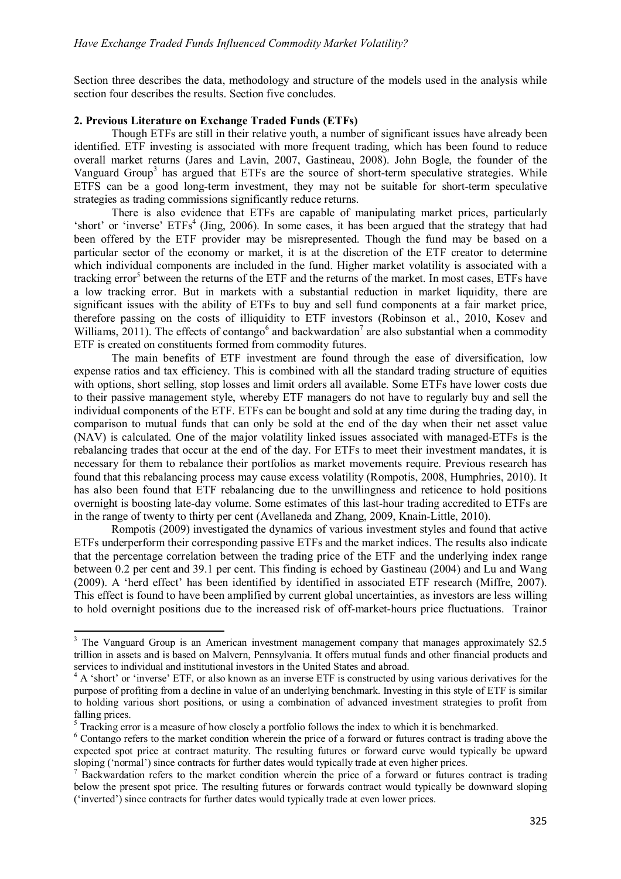Section three describes the data, methodology and structure of the models used in the analysis while section four describes the results. Section five concludes.

## 2. Previous Literature on Exchange Traded Funds (ETFs)

Though ETFs are still in their relative youth, a number of significant issues have already been identified. ETF investing is associated with more frequent trading, which has been found to reduce overall market returns (Jares and Lavin, 2007, Gastineau, 2008). John Bogle, the founder of the Vanguard Group[3] has argued that ETFs are the source of short-term speculative strategies. While ETFS can be a good long-term investment, they may not be suitable for short-term speculative strategies as trading commissions significantly reduce returns.

There is also evidence that ETFs are capable of manipulating market prices, particularly 'short' or 'inverse' ETFs[4] (Jing, 2006). In some cases, it has been argued that the strategy that had been offered by the ETF provider may be misrepresented. Though the fund may be based on a particular sector of the economy or market, it is at the discretion of the ETF creator to determine which individual components are included in the fund. Higher market volatility is associated with a tracking error[5] between the returns of the ETF and the returns of the market. In most cases, ETFs have a low tracking error. But in markets with a substantial reduction in market liquidity, there are significant issues with the ability of ETFs to buy and sell fund components at a fair market price, therefore passing on the costs of illiquidity to ETF investors (Robinson et al., 2010, Kosev and Williams, 2011). The effects of contango[6] and backwardation[7] are also substantial when a commodity ETF is created on constituents formed from commodity futures.

The main benefits of ETF investment are found through the ease of diversification, low expense ratios and tax efficiency. This is combined with all the standard trading structure of equities with options, short selling, stop losses and limit orders all available. Some ETFs have lower costs due to their passive management style, whereby ETF managers do not have to regularly buy and sell the individual components of the ETF. ETFs can be bought and sold at any time during the trading day, in comparison to mutual funds that can only be sold at the end of the day when their net asset value (NAV) is calculated. One of the major volatility linked issues associated with managed-ETFs is the rebalancing trades that occur at the end of the day. For ETFs to meet their investment mandates, it is necessary for them to rebalance their portfolios as market movements require. Previous research has found that this rebalancing process may cause excess volatility (Rompotis, 2008, Humphries, 2010). It has also been found that ETF rebalancing due to the unwillingness and reticence to hold positions overnight is boosting late-day volume. Some estimates of this last-hour trading accredited to ETFs are in the range of twenty to thirty per cent (Avellaneda and Zhang, 2009, Knain-Little, 2010).

Rompotis (2009) investigated the dynamics of various investment styles and found that active ETFs underperform their corresponding passive ETFs and the market indices. The results also indicate that the percentage correlation between the trading price of the ETF and the underlying index range between 0.2 per cent and 39.1 per cent. This finding is echoed by Gastineau (2004) and Lu and Wang (2009). A 'herd effect' has been identified by identified in associated ETF research (Miffre, 2007). This effect is found to have been amplified by current global uncertainties, as investors are less willing to hold overnight positions due to the increased risk of off-market-hours price fluctuations. Trainor

---

[3] The Vanguard Group is an American investment management company that manages approximately $2.5 trillion in assets and is based on Malvern, Pennsylvania. It offers mutual funds and other financial products and services to individual and institutional investors in the United States and abroad.

[4] A 'short' or 'inverse' ETF, or also known as an inverse ETF is constructed by using various derivatives for the purpose of profiting from a decline in value of an underlying benchmark. Investing in this style of ETF is similar to holding various short positions, or using a combination of advanced investment strategies to profit from falling prices.

[5] Tracking error is a measure of how closely a portfolio follows the index to which it is benchmarked.

[6] Contango refers to the market condition wherein the price of a forward or futures contract is trading above the expected spot price at contract maturity. The resulting futures or forward curve would typically be upward sloping ('normal') since contracts for further dates would typically trade at even higher prices.

[7] Backwardation refers to the market condition wherein the price of a forward or futures contract is trading below the present spot price. The resulting futures or forwards contract would typically be downward sloping ('inverted') since contracts for further dates would typically trade at even lower prices.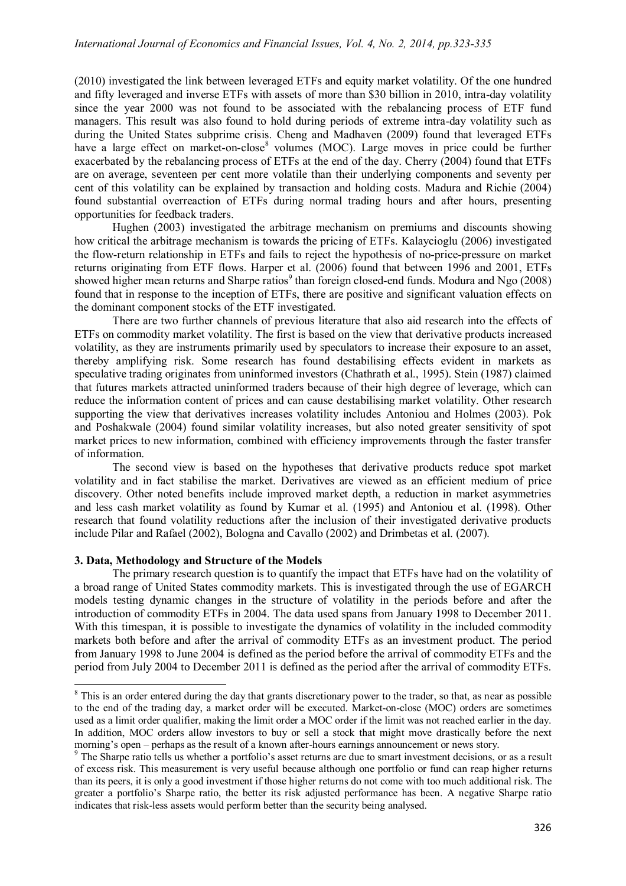(2010) investigated the link between leveraged ETFs and equity market volatility. Of the one hundred and fifty leveraged and inverse ETFs with assets of more than $30 billion in 2010, intra-day volatility since the year 2000 was not found to be associated with the rebalancing process of ETF fund managers. This result was also found to hold during periods of extreme intra-day volatility such as during the United States subprime crisis. Cheng and Madhaven (2009) found that leveraged ETFs have a large effect on market-on-close[8] volumes (MOC). Large moves in price could be further exacerbated by the rebalancing process of ETFs at the end of the day. Cherry (2004) found that ETFs are on average, seventeen per cent more volatile than their underlying components and seventy per cent of this volatility can be explained by transaction and holding costs. Madura and Richie (2004) found substantial overreaction of ETFs during normal trading hours and after hours, presenting opportunities for feedback traders.

Hughen (2003) investigated the arbitrage mechanism on premiums and discounts showing how critical the arbitrage mechanism is towards the pricing of ETFs. Kalaycioglu (2006) investigated the flow-return relationship in ETFs and fails to reject the hypothesis of no-price-pressure on market returns originating from ETF flows. Harper et al. (2006) found that between 1996 and 2001, ETFs showed higher mean returns and Sharpe ratios[9] than foreign closed-end funds. Modura and Ngo (2008) found that in response to the inception of ETFs, there are positive and significant valuation effects on the dominant component stocks of the ETF investigated.

There are two further channels of previous literature that also aid research into the effects of ETFs on commodity market volatility. The first is based on the view that derivative products increased volatility, as they are instruments primarily used by speculators to increase their exposure to an asset, thereby amplifying risk. Some research has found destabilising effects evident in markets as speculative trading originates from uninformed investors (Chathrath et al., 1995). Stein (1987) claimed that futures markets attracted uninformed traders because of their high degree of leverage, which can reduce the information content of prices and can cause destabilising market volatility. Other research supporting the view that derivatives increases volatility includes Antoniou and Holmes (2003). Pok and Poshakwale (2004) found similar volatility increases, but also noted greater sensitivity of spot market prices to new information, combined with efficiency improvements through the faster transfer of information.

The second view is based on the hypotheses that derivative products reduce spot market volatility and in fact stabilise the market. Derivatives are viewed as an efficient medium of price discovery. Other noted benefits include improved market depth, a reduction in market asymmetries and less cash market volatility as found by Kumar et al. (1995) and Antoniou et al. (1998). Other research that found volatility reductions after the inclusion of their investigated derivative products include Pilar and Rafael (2002), Bologna and Cavallo (2002) and Drimbetas et al. (2007).

## 3. Data, Methodology and Structure of the Models

The primary research question is to quantify the impact that ETFs have had on the volatility of a broad range of United States commodity markets. This is investigated through the use of EGARCH models testing dynamic changes in the structure of volatility in the periods before and after the introduction of commodity ETFs in 2004. The data used spans from January 1998 to December 2011. With this timespan, it is possible to investigate the dynamics of volatility in the included commodity markets both before and after the arrival of commodity ETFs as an investment product. The period from January 1998 to June 2004 is defined as the period before the arrival of commodity ETFs and the period from July 2004 to December 2011 is defined as the period after the arrival of commodity ETFs.

---

[8] This is an order entered during the day that grants discretionary power to the trader, so that, as near as possible to the end of the trading day, a market order will be executed. Market-on-close (MOC) orders are sometimes used as a limit order qualifier, making the limit order a MOC order if the limit was not reached earlier in the day. In addition, MOC orders allow investors to buy or sell a stock that might move drastically before the next morning's open – perhaps as the result of a known after-hours earnings announcement or news story.

[9] The Sharpe ratio tells us whether a portfolio's asset returns are due to smart investment decisions, or as a result of excess risk. This measurement is very useful because although one portfolio or fund can reap higher returns than its peers, it is only a good investment if those higher returns do not come with too much additional risk. The greater a portfolio's Sharpe ratio, the better its risk adjusted performance has been. A negative Sharpe ratio indicates that risk-less assets would perform better than the security being analysed.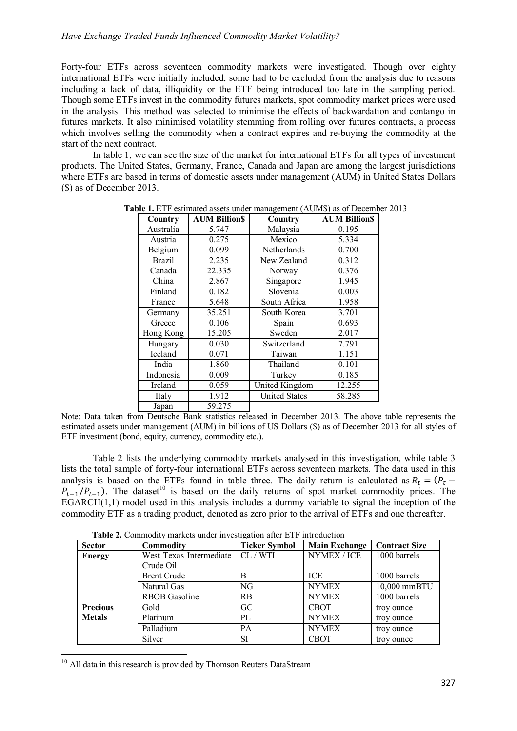Forty-four ETFs across seventeen commodity markets were investigated. Though over eighty international ETFs were initially included, some had to be excluded from the analysis due to reasons including a lack of data, illiquidity or the ETF being introduced too late in the sampling period. Though some ETFs invest in the commodity futures markets, spot commodity market prices were used in the analysis. This method was selected to minimise the effects of backwardation and contango in futures markets. It also minimised volatility stemming from rolling over futures contracts, a process which involves selling the commodity when a contract expires and re-buying the commodity at the start of the next contract.

In table 1, we can see the size of the market for international ETFs for all types of investment products. The United States, Germany, France, Canada and Japan are among the largest jurisdictions where ETFs are based in terms of domestic assets under management (AUM) in United States Dollars ($) as of December 2013.

**Table 1.** ETF estimated assets under management (AUM$) as of December 2013

| Country | AUM Billion$ | Country | AUM Billion$ |
|---|---|---|---|
| Australia | 5.747 | Malaysia | 0.195 |
| Austria | 0.275 | Mexico | 5.334 |
| Belgium | 0.099 | Netherlands | 0.700 |
| Brazil | 2.235 | New Zealand | 0.312 |
| Canada | 22.335 | Norway | 0.376 |
| China | 2.867 | Singapore | 1.945 |
| Finland | 0.182 | Slovenia | 0.003 |
| France | 5.648 | South Africa | 1.958 |
| Germany | 35.251 | South Korea | 3.701 |
| Greece | 0.106 | Spain | 0.693 |
| Hong Kong | 15.205 | Sweden | 2.017 |
| Hungary | 0.030 | Switzerland | 7.791 |
| Iceland | 0.071 | Taiwan | 1.151 |
| India | 1.860 | Thailand | 0.101 |
| Indonesia | 0.009 | Turkey | 0.185 |
| Ireland | 0.059 | United Kingdom | 12.255 |
| Italy | 1.912 | United States | 58.285 |
| Japan | 59.275 | | |

Note: Data taken from Deutsche Bank statistics released in December 2013. The above table represents the estimated assets under management (AUM) in billions of US Dollars ($) as of December 2013 for all styles of ETF investment (bond, equity, currency, commodity etc.).

Table 2 lists the underlying commodity markets analysed in this investigation, while table 3 lists the total sample of forty-four international ETFs across seventeen markets. The data used in this analysis is based on the ETFs found in table three. The daily return is calculated as $R_t = (P_t - P_{t-1}/P_{t-1})$. The dataset[10] is based on the daily returns of spot market commodity prices. The EGARCH(1,1) model used in this analysis includes a dummy variable to signal the inception of the commodity ETF as a trading product, denoted as zero prior to the arrival of ETFs and one thereafter.

**Table 2.** Commodity markets under investigation after ETF introduction

| Sector | Commodity | Ticker Symbol | Main Exchange | Contract Size |
|---|---|---|---|---|
| **Energy** | West Texas Intermediate Crude Oil | CL / WTI | NYMEX / ICE | 1000 barrels |
| | Brent Crude | B | ICE | 1000 barrels |
| | Natural Gas | NG | NYMEX | 10,000 mmBTU |
| | RBOB Gasoline | RB | NYMEX | 1000 barrels |
| **Precious Metals** | Gold | GC | CBOT | troy ounce |
| | Platinum | PL | NYMEX | troy ounce |
| | Palladium | PA | NYMEX | troy ounce |
| | Silver | SI | CBOT | troy ounce |

[10] All data in this research is provided by Thomson Reuters DataStream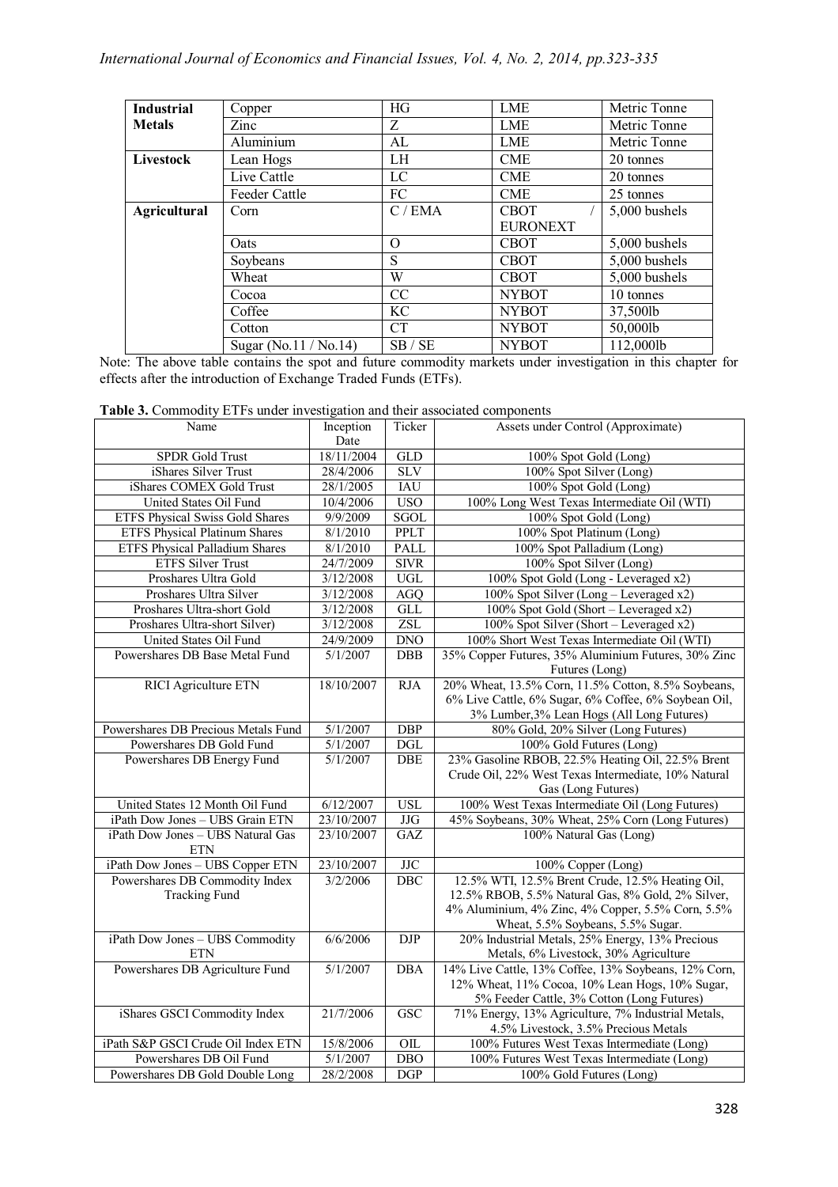| Industrial Metals | Copper | HG | LME | Metric Tonne |
|---|---|---|---|---|
| | Zinc | Z | LME | Metric Tonne |
| | Aluminium | AL | LME | Metric Tonne |
| **Livestock** | Lean Hogs | LH | CME | 20 tonnes |
| | Live Cattle | LC | CME | 20 tonnes |
| | Feeder Cattle | FC | CME | 25 tonnes |
| **Agricultural** | Corn | C / EMA | CBOT / EURONEXT | 5,000 bushels |
| | Oats | O | CBOT | 5,000 bushels |
| | Soybeans | S | CBOT | 5,000 bushels |
| | Wheat | W | CBOT | 5,000 bushels |
| | Cocoa | CC | NYBOT | 10 tonnes |
| | Coffee | KC | NYBOT | 37,500lb |
| | Cotton | CT | NYBOT | 50,000lb |
| | Sugar (No.11 / No.14) | SB / SE | NYBOT | 112,000lb |

Note: The above table contains the spot and future commodity markets under investigation in this chapter for effects after the introduction of Exchange Traded Funds (ETFs).

**Table 3.** Commodity ETFs under investigation and their associated components

| Name | Inception Date | Ticker | Assets under Control (Approximate) |
|---|---|---|---|
| SPDR Gold Trust | 18/11/2004 | GLD | 100% Spot Gold (Long) |
| iShares Silver Trust | 28/4/2006 | SLV | 100% Spot Silver (Long) |
| iShares COMEX Gold Trust | 28/1/2005 | IAU | 100% Spot Gold (Long) |
| United States Oil Fund | 10/4/2006 | USO | 100% Long West Texas Intermediate Oil (WTI) |
| ETFS Physical Swiss Gold Shares | 9/9/2009 | SGOL | 100% Spot Gold (Long) |
| ETFS Physical Platinum Shares | 8/1/2010 | PPLT | 100% Spot Platinum (Long) |
| ETFS Physical Palladium Shares | 8/1/2010 | PALL | 100% Spot Palladium (Long) |
| ETFS Silver Trust | 24/7/2009 | SIVR | 100% Spot Silver (Long) |
| Proshares Ultra Gold | 3/12/2008 | UGL | 100% Spot Gold (Long - Leveraged x2) |
| Proshares Ultra Silver | 3/12/2008 | AGQ | 100% Spot Silver (Long – Leveraged x2) |
| Proshares Ultra-short Gold | 3/12/2008 | GLL | 100% Spot Gold (Short – Leveraged x2) |
| Proshares Ultra-short Silver) | 3/12/2008 | ZSL | 100% Spot Silver (Short – Leveraged x2) |
| United States Oil Fund | 24/9/2009 | DNO | 100% Short West Texas Intermediate Oil (WTI) |
| Powershares DB Base Metal Fund | 5/1/2007 | DBB | 35% Copper Futures, 35% Aluminium Futures, 30% Zinc Futures (Long) |
| RICI Agriculture ETN | 18/10/2007 | RJA | 20% Wheat, 13.5% Corn, 11.5% Cotton, 8.5% Soybeans, 6% Live Cattle, 6% Sugar, 6% Coffee, 6% Soybean Oil, 3% Lumber,3% Lean Hogs (All Long Futures) |
| Powershares DB Precious Metals Fund | 5/1/2007 | DBP | 80% Gold, 20% Silver (Long Futures) |
| Powershares DB Gold Fund | 5/1/2007 | DGL | 100% Gold Futures (Long) |
| Powershares DB Energy Fund | 5/1/2007 | DBE | 23% Gasoline RBOB, 22.5% Heating Oil, 22.5% Brent Crude Oil, 22% West Texas Intermediate, 10% Natural Gas (Long Futures) |
| United States 12 Month Oil Fund | 6/12/2007 | USL | 100% West Texas Intermediate Oil (Long Futures) |
| iPath Dow Jones – UBS Grain ETN | 23/10/2007 | JJG | 45% Soybeans, 30% Wheat, 25% Corn (Long Futures) |
| iPath Dow Jones – UBS Natural Gas ETN | 23/10/2007 | GAZ | 100% Natural Gas (Long) |
| iPath Dow Jones – UBS Copper ETN | 23/10/2007 | JJC | 100% Copper (Long) |
| Powershares DB Commodity Index Tracking Fund | 3/2/2006 | DBC | 12.5% WTI, 12.5% Brent Crude, 12.5% Heating Oil, 12.5% RBOB, 5.5% Natural Gas, 8% Gold, 2% Silver, 4% Aluminium, 4% Zinc, 4% Copper, 5.5% Corn, 5.5% Wheat, 5.5% Soybeans, 5.5% Sugar. |
| iPath Dow Jones – UBS Commodity ETN | 6/6/2006 | DJP | 20% Industrial Metals, 25% Energy, 13% Precious Metals, 6% Livestock, 30% Agriculture |
| Powershares DB Agriculture Fund | 5/1/2007 | DBA | 14% Live Cattle, 13% Coffee, 13% Soybeans, 12% Corn, 12% Wheat, 11% Cocoa, 11% Lean Hogs, 10% Sugar, 5% Feeder Cattle, 3% Cotton (Long Futures) |
| iShares GSCI Commodity Index | 21/7/2006 | GSC | 71% Energy, 13% Agriculture, 7% Industrial Metals, 4.5% Livestock, 3.5% Precious Metals |
| iPath S&P GSCI Crude Oil Index ETN | 15/8/2006 | OIL | 100% Futures West Texas Intermediate (Long) |
| Powershares DB Oil Fund | 5/1/2007 | DBO | 100% Futures West Texas Intermediate (Long) |
| Powershares DB Gold Double Long | 28/2/2008 | DGP | 100% Gold Futures (Long) |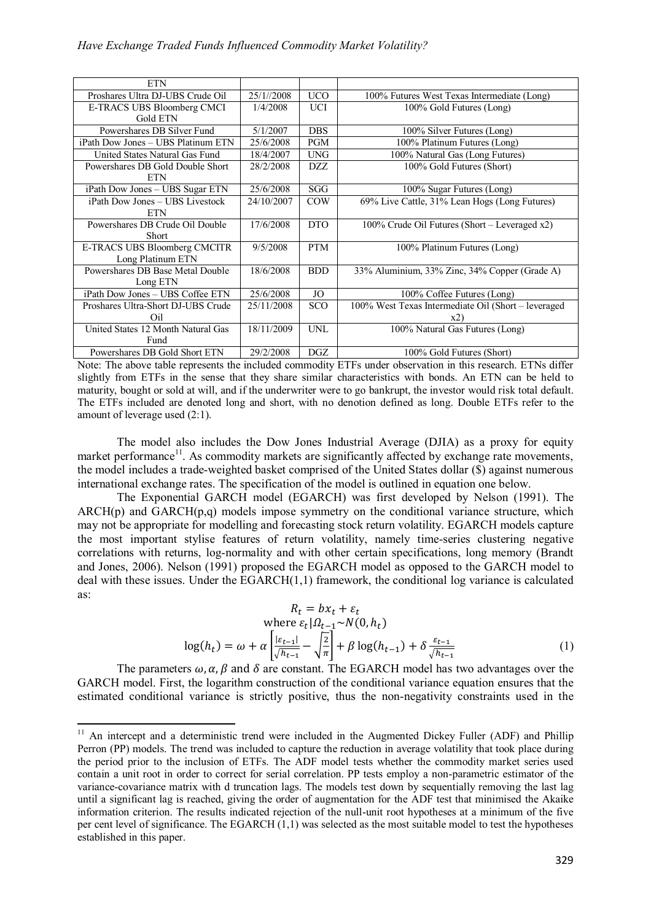| ETN | | | |
|---|---|---|---|
| Proshares Ultra DJ-UBS Crude Oil | 25/1//2008 | UCO | 100% Futures West Texas Intermediate (Long) |
| E-TRACS UBS Bloomberg CMCI Gold ETN | 1/4/2008 | UCI | 100% Gold Futures (Long) |
| Powershares DB Silver Fund | 5/1/2007 | DBS | 100% Silver Futures (Long) |
| iPath Dow Jones – UBS Platinum ETN | 25/6/2008 | PGM | 100% Platinum Futures (Long) |
| United States Natural Gas Fund | 18/4/2007 | UNG | 100% Natural Gas (Long Futures) |
| Powershares DB Gold Double Short ETN | 28/2/2008 | DZZ | 100% Gold Futures (Short) |
| iPath Dow Jones – UBS Sugar ETN | 25/6/2008 | SGG | 100% Sugar Futures (Long) |
| iPath Dow Jones – UBS Livestock ETN | 24/10/2007 | COW | 69% Live Cattle, 31% Lean Hogs (Long Futures) |
| Powershares DB Crude Oil Double Short | 17/6/2008 | DTO | 100% Crude Oil Futures (Short – Leveraged x2) |
| E-TRACS UBS Bloomberg CMCITR Long Platinum ETN | 9/5/2008 | PTM | 100% Platinum Futures (Long) |
| Powershares DB Base Metal Double Long ETN | 18/6/2008 | BDD | 33% Aluminium, 33% Zinc, 34% Copper (Grade A) |
| iPath Dow Jones – UBS Coffee ETN | 25/6/2008 | JO | 100% Coffee Futures (Long) |
| Proshares Ultra-Short DJ-UBS Crude Oil | 25/11/2008 | SCO | 100% West Texas Intermediate Oil (Short – leveraged x2) |
| United States 12 Month Natural Gas Fund | 18/11/2009 | UNL | 100% Natural Gas Futures (Long) |
| Powershares DB Gold Short ETN | 29/2/2008 | DGZ | 100% Gold Futures (Short) |

Note: The above table represents the included commodity ETFs under observation in this research. ETNs differ slightly from ETFs in the sense that they share similar characteristics with bonds. An ETN can be held to maturity, bought or sold at will, and if the underwriter were to go bankrupt, the investor would risk total default. The ETFs included are denoted long and short, with no denotion defined as long. Double ETFs refer to the amount of leverage used (2:1).

The model also includes the Dow Jones Industrial Average (DJIA) as a proxy for equity market performance[11]. As commodity markets are significantly affected by exchange rate movements, the model includes a trade-weighted basket comprised of the United States dollar ($) against numerous international exchange rates. The specification of the model is outlined in equation one below.

The Exponential GARCH model (EGARCH) was first developed by Nelson (1991). The ARCH(p) and GARCH(p,q) models impose symmetry on the conditional variance structure, which may not be appropriate for modelling and forecasting stock return volatility. EGARCH models capture the most important stylise features of return volatility, namely time-series clustering negative correlations with returns, log-normality and with other certain specifications, long memory (Brandt and Jones, 2006). Nelson (1991) proposed the EGARCH model as opposed to the GARCH model to deal with these issues. Under the EGARCH(1,1) framework, the conditional log variance is calculated as:

$$R_t = bx_t + \varepsilon_t$$
$$\text{where } \varepsilon_t | \Omega_{t-1} \sim N(0, h_t)$$
$$\log(h_t) = \omega + \alpha \left[ \frac{|\varepsilon_{t-1}|}{\sqrt{h_{t-1}}} - \sqrt{\frac{2}{\pi}} \right] + \beta \log(h_{t-1}) + \delta \frac{\varepsilon_{t-1}}{\sqrt{h_{t-1}}} \tag{1}$$

The parameters $\omega, \alpha, \beta$ and $\delta$ are constant. The EGARCH model has two advantages over the GARCH model. First, the logarithm construction of the conditional variance equation ensures that the estimated conditional variance is strictly positive, thus the non-negativity constraints used in the

[11] An intercept and a deterministic trend were included in the Augmented Dickey Fuller (ADF) and Phillip Perron (PP) models. The trend was included to capture the reduction in average volatility that took place during the period prior to the inclusion of ETFs. The ADF model tests whether the commodity market series used contain a unit root in order to correct for serial correlation. PP tests employ a non-parametric estimator of the variance-covariance matrix with d truncation lags. The models test down by sequentially removing the last lag until a significant lag is reached, giving the order of augmentation for the ADF test that minimised the Akaike information criterion. The results indicated rejection of the null-unit root hypotheses at a minimum of the five per cent level of significance. The EGARCH (1,1) was selected as the most suitable model to test the hypotheses established in this paper.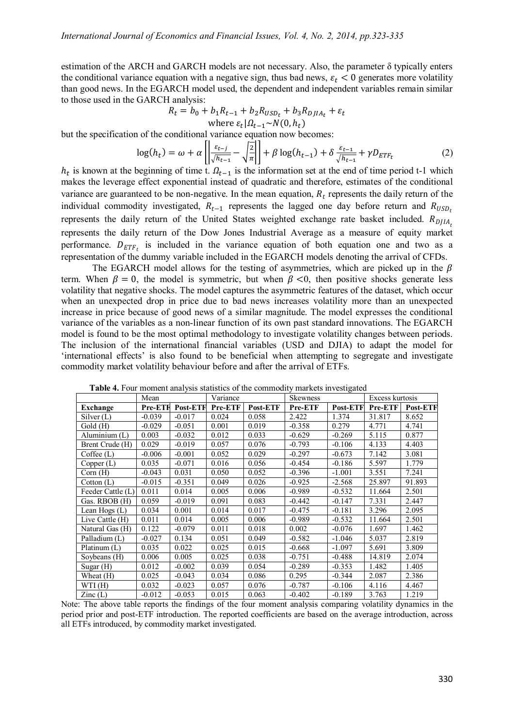estimation of the ARCH and GARCH models are not necessary. Also, the parameter δ typically enters the conditional variance equation with a negative sign, thus bad news, $\varepsilon_t < 0$ generates more volatility than good news. In the EGARCH model used, the dependent and independent variables remain similar to those used in the GARCH analysis:

$$R_t = b_0 + b_1 R_{t-1} + b_2 R_{USD_t} + b_3 R_{DJIA_t} + \varepsilon_t$$
$$\text{where } \varepsilon_t | \Omega_{t-1} \sim N(0, h_t)$$

but the specification of the conditional variance equation now becomes:

$$\log(h_t) = \omega + \alpha \left| \left| \frac{\varepsilon_{t-j}}{\sqrt{h_{t-1}}} - \sqrt{\frac{2}{\pi}} \right| \right| + \beta \log(h_{t-1}) + \delta \frac{\varepsilon_{t-1}}{\sqrt{h_{t-1}}} + \gamma D_{ETF_t} \tag{2}$$

$h_t$ is known at the beginning of time t. $\Omega_{t-1}$ is the information set at the end of time period t-1 which makes the leverage effect exponential instead of quadratic and therefore, estimates of the conditional variance are guaranteed to be non-negative. In the mean equation, $R_t$ represents the daily return of the individual commodity investigated, $R_{t-1}$ represents the lagged one day before return and $R_{USD_t}$ represents the daily return of the United States weighted exchange rate basket included. $R_{DJIA_t}$ represents the daily return of the Dow Jones Industrial Average as a measure of equity market performance. $D_{ETF_t}$ is included in the variance equation of both equation one and two as a representation of the dummy variable included in the EGARCH models denoting the arrival of CFDs.

The EGARCH model allows for the testing of asymmetries, which are picked up in the $\beta$ term. When $\beta = 0$, the model is symmetric, but when $\beta < 0$, then positive shocks generate less volatility that negative shocks. The model captures the asymmetric features of the dataset, which occur when an unexpected drop in price due to bad news increases volatility more than an unexpected increase in price because of good news of a similar magnitude. The model expresses the conditional variance of the variables as a non-linear function of its own past standard innovations. The EGARCH model is found to be the most optimal methodology to investigate volatility changes between periods. The inclusion of the international financial variables (USD and DJIA) to adapt the model for 'international effects' is also found to be beneficial when attempting to segregate and investigate commodity market volatility behaviour before and after the arrival of ETFs.

**Table 4.** Four moment analysis statistics of the commodity markets investigated

| | Mean | | Variance | | Skewness | | Excess kurtosis | |
|---|---|---|---|---|---|---|---|---|
| **Exchange** | **Pre-ETF** | **Post-ETF** | **Pre-ETF** | **Post-ETF** | **Pre-ETF** | **Post-ETF** | **Pre-ETF** | **Post-ETF** |
| Silver (L) | -0.039 | -0.017 | 0.024 | 0.058 | 2.422 | 1.374 | 31.817 | 8.652 |
| Gold (H) | -0.029 | -0.051 | 0.001 | 0.019 | -0.358 | 0.279 | 4.771 | 4.741 |
| Aluminium (L) | 0.003 | -0.032 | 0.012 | 0.033 | -0.629 | -0.269 | 5.115 | 0.877 |
| Brent Crude (H) | 0.029 | -0.019 | 0.057 | 0.076 | -0.793 | -0.106 | 4.133 | 4.403 |
| Coffee (L) | -0.006 | -0.001 | 0.052 | 0.029 | -0.297 | -0.673 | 7.142 | 3.081 |
| Copper (L) | 0.035 | -0.071 | 0.016 | 0.056 | -0.454 | -0.186 | 5.597 | 1.779 |
| Corn (H) | -0.043 | 0.031 | 0.050 | 0.052 | -0.396 | -1.001 | 3.551 | 7.241 |
| Cotton (L) | -0.015 | -0.351 | 0.049 | 0.026 | -0.925 | -2.568 | 25.897 | 91.893 |
| Feeder Cattle (L) | 0.011 | 0.014 | 0.005 | 0.006 | -0.989 | -0.532 | 11.664 | 2.501 |
| Gas. RBOB (H) | 0.059 | -0.019 | 0.091 | 0.083 | -0.442 | -0.147 | 7.331 | 2.447 |
| Lean Hogs (L) | 0.034 | 0.001 | 0.014 | 0.017 | -0.475 | -0.181 | 3.296 | 2.095 |
| Live Cattle (H) | 0.011 | 0.014 | 0.005 | 0.006 | -0.989 | -0.532 | 11.664 | 2.501 |
| Natural Gas (H) | 0.122 | -0.079 | 0.011 | 0.018 | 0.002 | -0.076 | 1.697 | 1.462 |
| Palladium (L) | -0.027 | 0.134 | 0.051 | 0.049 | -0.582 | -1.046 | 5.037 | 2.819 |
| Platinum (L) | 0.035 | 0.022 | 0.025 | 0.015 | -0.668 | -1.097 | 5.691 | 3.809 |
| Soybeans (H) | 0.006 | 0.005 | 0.025 | 0.038 | -0.751 | -0.488 | 14.819 | 2.074 |
| Sugar (H) | 0.012 | -0.002 | 0.039 | 0.054 | -0.289 | -0.353 | 1.482 | 1.405 |
| Wheat (H) | 0.025 | -0.043 | 0.034 | 0.086 | 0.295 | -0.344 | 2.087 | 2.386 |
| WTI (H) | 0.032 | -0.023 | 0.057 | 0.076 | -0.787 | -0.106 | 4.116 | 4.467 |
| Zinc (L) | -0.012 | -0.053 | 0.015 | 0.063 | -0.402 | -0.189 | 3.763 | 1.219 |

Note: The above table reports the findings of the four moment analysis comparing volatility dynamics in the period prior and post-ETF introduction. The reported coefficients are based on the average introduction, across all ETFs introduced, by commodity market investigated.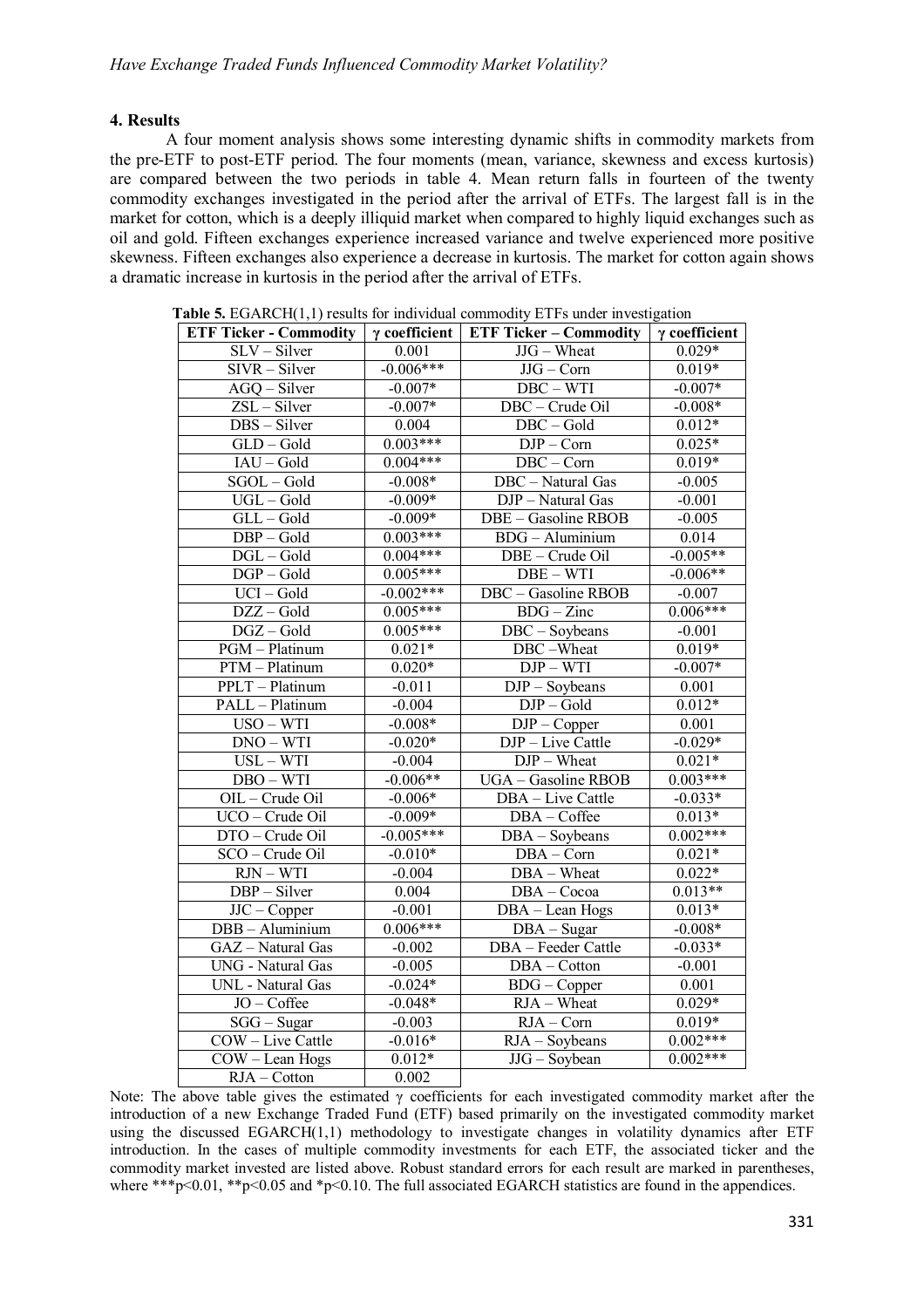## 4. Results

A four moment analysis shows some interesting dynamic shifts in commodity markets from the pre-ETF to post-ETF period. The four moments (mean, variance, skewness and excess kurtosis) are compared between the two periods in table 4. Mean return falls in fourteen of the twenty commodity exchanges investigated in the period after the arrival of ETFs. The largest fall is in the market for cotton, which is a deeply illiquid market when compared to highly liquid exchanges such as oil and gold. Fifteen exchanges experience increased variance and twelve experienced more positive skewness. Fifteen exchanges also experience a decrease in kurtosis. The market for cotton again shows a dramatic increase in kurtosis in the period after the arrival of ETFs.

**Table 5.** EGARCH(1,1) results for individual commodity ETFs under investigation

| ETF Ticker - Commodity | γ coefficient | ETF Ticker – Commodity | γ coefficient |
|---|---|---|---|
| SLV – Silver | 0.001 | JJG – Wheat | 0.029* |
| SIVR – Silver | -0.006*** | JJG – Corn | 0.019* |
| AGQ – Silver | -0.007* | DBC – WTI | -0.007* |
| ZSL – Silver | -0.007* | DBC – Crude Oil | -0.008* |
| DBS – Silver | 0.004 | DBC – Gold | 0.012* |
| GLD – Gold | 0.003*** | DJP – Corn | 0.025* |
| IAU – Gold | 0.004*** | DBC – Corn | 0.019* |
| SGOL – Gold | -0.008* | DBC – Natural Gas | -0.005 |
| UGL – Gold | -0.009* | DJP – Natural Gas | -0.001 |
| GLL – Gold | -0.009* | DBE – Gasoline RBOB | -0.005 |
| DBP – Gold | 0.003*** | BDG – Aluminium | 0.014 |
| DGL – Gold | 0.004*** | DBE – Crude Oil | -0.005** |
| DGP – Gold | 0.005*** | DBE – WTI | -0.006** |
| UCI – Gold | -0.002*** | DBC – Gasoline RBOB | -0.007 |
| DZZ – Gold | 0.005*** | BDG – Zinc | 0.006*** |
| DGZ – Gold | 0.005*** | DBC – Soybeans | -0.001 |
| PGM – Platinum | 0.021* | DBC –Wheat | 0.019* |
| PTM – Platinum | 0.020* | DJP – WTI | -0.007* |
| PPLT – Platinum | -0.011 | DJP – Soybeans | 0.001 |
| PALL – Platinum | -0.004 | DJP – Gold | 0.012* |
| USO – WTI | -0.008* | DJP – Copper | 0.001 |
| DNO – WTI | -0.020* | DJP – Live Cattle | -0.029* |
| USL – WTI | -0.004 | DJP – Wheat | 0.021* |
| DBO – WTI | -0.006** | UGA – Gasoline RBOB | 0.003*** |
| OIL – Crude Oil | -0.006* | DBA – Live Cattle | -0.033* |
| UCO – Crude Oil | -0.009* | DBA – Coffee | 0.013* |
| DTO – Crude Oil | -0.005*** | DBA – Soybeans | 0.002*** |
| SCO – Crude Oil | -0.010* | DBA – Corn | 0.021* |
| RJN – WTI | -0.004 | DBA – Wheat | 0.022* |
| DBP – Silver | 0.004 | DBA – Cocoa | 0.013** |
| JJC – Copper | -0.001 | DBA – Lean Hogs | 0.013* |
| DBB – Aluminium | 0.006*** | DBA – Sugar | -0.008* |
| GAZ – Natural Gas | -0.002 | DBA – Feeder Cattle | -0.033* |
| UNG - Natural Gas | -0.005 | DBA – Cotton | -0.001 |
| UNL - Natural Gas | -0.024* | BDG – Copper | 0.001 |
| JO – Coffee | -0.048* | RJA – Wheat | 0.029* |
| SGG – Sugar | -0.003 | RJA – Corn | 0.019* |
| COW – Live Cattle | -0.016* | RJA – Soybeans | 0.002*** |
| COW – Lean Hogs | 0.012* | JJG – Soybean | 0.002*** |
| RJA – Cotton | 0.002 | | |

Note: The above table gives the estimated γ coefficients for each investigated commodity market after the introduction of a new Exchange Traded Fund (ETF) based primarily on the investigated commodity market using the discussed EGARCH(1,1) methodology to investigate changes in volatility dynamics after ETF introduction. In the cases of multiple commodity investments for each ETF, the associated ticker and the commodity market invested are listed above. Robust standard errors for each result are marked in parentheses, where ***$p<0.01$, **$p<0.05$ and *$p<0.10$. The full associated EGARCH statistics are found in the appendices.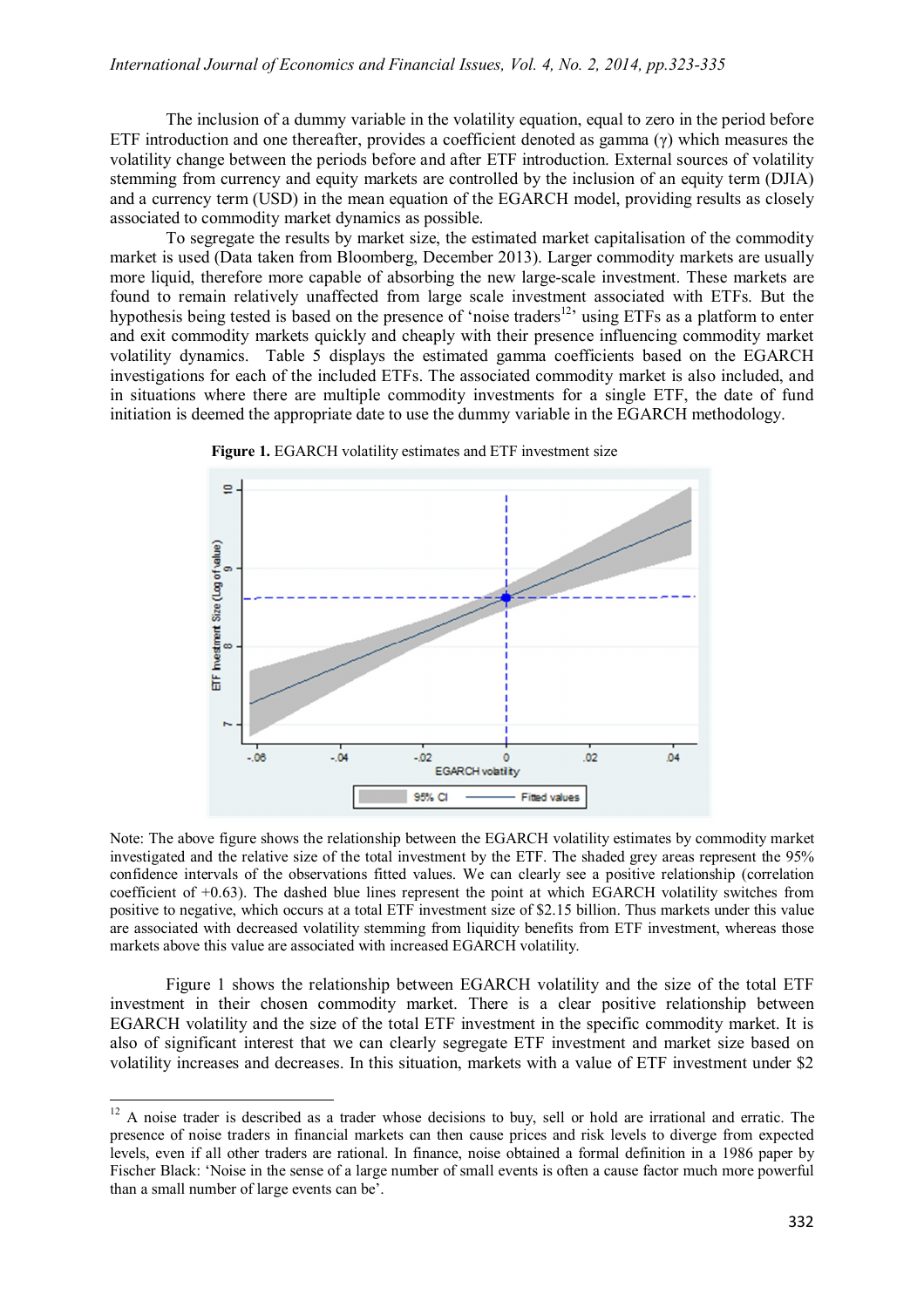The inclusion of a dummy variable in the volatility equation, equal to zero in the period before ETF introduction and one thereafter, provides a coefficient denoted as gamma (γ) which measures the volatility change between the periods before and after ETF introduction. External sources of volatility stemming from currency and equity markets are controlled by the inclusion of an equity term (DJIA) and a currency term (USD) in the mean equation of the EGARCH model, providing results as closely associated to commodity market dynamics as possible.

To segregate the results by market size, the estimated market capitalisation of the commodity market is used (Data taken from Bloomberg, December 2013). Larger commodity markets are usually more liquid, therefore more capable of absorbing the new large-scale investment. These markets are found to remain relatively unaffected from large scale investment associated with ETFs. But the hypothesis being tested is based on the presence of 'noise traders[12]' using ETFs as a platform to enter and exit commodity markets quickly and cheaply with their presence influencing commodity market volatility dynamics. Table 5 displays the estimated gamma coefficients based on the EGARCH investigations for each of the included ETFs. The associated commodity market is also included, and in situations where there are multiple commodity investments for a single ETF, the date of fund initiation is deemed the appropriate date to use the dummy variable in the EGARCH methodology.

**Figure 1.** EGARCH volatility estimates and ETF investment size

Note: The above figure shows the relationship between the EGARCH volatility estimates by commodity market investigated and the relative size of the total investment by the ETF. The shaded grey areas represent the 95% confidence intervals of the observations fitted values. We can clearly see a positive relationship (correlation coefficient of +0.63). The dashed blue lines represent the point at which EGARCH volatility switches from positive to negative, which occurs at a total ETF investment size of \$2.15 billion. Thus markets under this value are associated with decreased volatility stemming from liquidity benefits from ETF investment, whereas those markets above this value are associated with increased EGARCH volatility.

Figure 1 shows the relationship between EGARCH volatility and the size of the total ETF investment in their chosen commodity market. There is a clear positive relationship between EGARCH volatility and the size of the total ETF investment in the specific commodity market. It is also of significant interest that we can clearly segregate ETF investment and market size based on volatility increases and decreases. In this situation, markets with a value of ETF investment under \$2

---

[12] A noise trader is described as a trader whose decisions to buy, sell or hold are irrational and erratic. The presence of noise traders in financial markets can then cause prices and risk levels to diverge from expected levels, even if all other traders are rational. In finance, noise obtained a formal definition in a 1986 paper by Fischer Black: 'Noise in the sense of a large number of small events is often a cause factor much more powerful than a small number of large events can be'.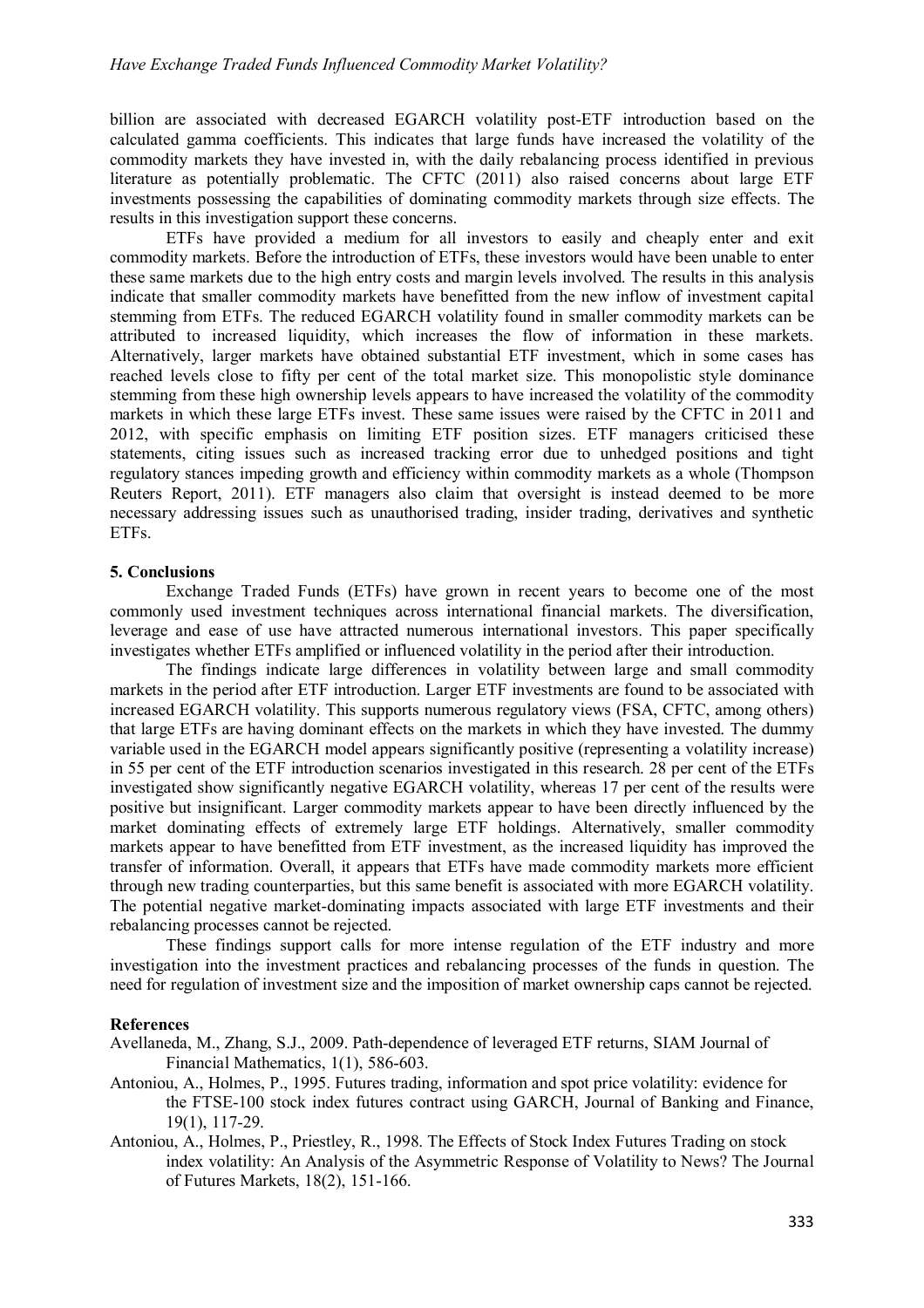billion are associated with decreased EGARCH volatility post-ETF introduction based on the calculated gamma coefficients. This indicates that large funds have increased the volatility of the commodity markets they have invested in, with the daily rebalancing process identified in previous literature as potentially problematic. The CFTC (2011) also raised concerns about large ETF investments possessing the capabilities of dominating commodity markets through size effects. The results in this investigation support these concerns.

ETFs have provided a medium for all investors to easily and cheaply enter and exit commodity markets. Before the introduction of ETFs, these investors would have been unable to enter these same markets due to the high entry costs and margin levels involved. The results in this analysis indicate that smaller commodity markets have benefitted from the new inflow of investment capital stemming from ETFs. The reduced EGARCH volatility found in smaller commodity markets can be attributed to increased liquidity, which increases the flow of information in these markets. Alternatively, larger markets have obtained substantial ETF investment, which in some cases has reached levels close to fifty per cent of the total market size. This monopolistic style dominance stemming from these high ownership levels appears to have increased the volatility of the commodity markets in which these large ETFs invest. These same issues were raised by the CFTC in 2011 and 2012, with specific emphasis on limiting ETF position sizes. ETF managers criticised these statements, citing issues such as increased tracking error due to unhedged positions and tight regulatory stances impeding growth and efficiency within commodity markets as a whole (Thompson Reuters Report, 2011). ETF managers also claim that oversight is instead deemed to be more necessary addressing issues such as unauthorised trading, insider trading, derivatives and synthetic ETFs.

## 5. Conclusions

Exchange Traded Funds (ETFs) have grown in recent years to become one of the most commonly used investment techniques across international financial markets. The diversification, leverage and ease of use have attracted numerous international investors. This paper specifically investigates whether ETFs amplified or influenced volatility in the period after their introduction.

The findings indicate large differences in volatility between large and small commodity markets in the period after ETF introduction. Larger ETF investments are found to be associated with increased EGARCH volatility. This supports numerous regulatory views (FSA, CFTC, among others) that large ETFs are having dominant effects on the markets in which they have invested. The dummy variable used in the EGARCH model appears significantly positive (representing a volatility increase) in 55 per cent of the ETF introduction scenarios investigated in this research. 28 per cent of the ETFs investigated show significantly negative EGARCH volatility, whereas 17 per cent of the results were positive but insignificant. Larger commodity markets appear to have been directly influenced by the market dominating effects of extremely large ETF holdings. Alternatively, smaller commodity markets appear to have benefitted from ETF investment, as the increased liquidity has improved the transfer of information. Overall, it appears that ETFs have made commodity markets more efficient through new trading counterparties, but this same benefit is associated with more EGARCH volatility. The potential negative market-dominating impacts associated with large ETF investments and their rebalancing processes cannot be rejected.

These findings support calls for more intense regulation of the ETF industry and more investigation into the investment practices and rebalancing processes of the funds in question. The need for regulation of investment size and the imposition of market ownership caps cannot be rejected.

## References

Avellaneda, M., Zhang, S.J., 2009. Path-dependence of leveraged ETF returns, SIAM Journal of Financial Mathematics, 1(1), 586-603.

Antoniou, A., Holmes, P., 1995. Futures trading, information and spot price volatility: evidence for the FTSE-100 stock index futures contract using GARCH, Journal of Banking and Finance, 19(1), 117-29.

Antoniou, A., Holmes, P., Priestley, R., 1998. The Effects of Stock Index Futures Trading on stock index volatility: An Analysis of the Asymmetric Response of Volatility to News? The Journal of Futures Markets, 18(2), 151-166.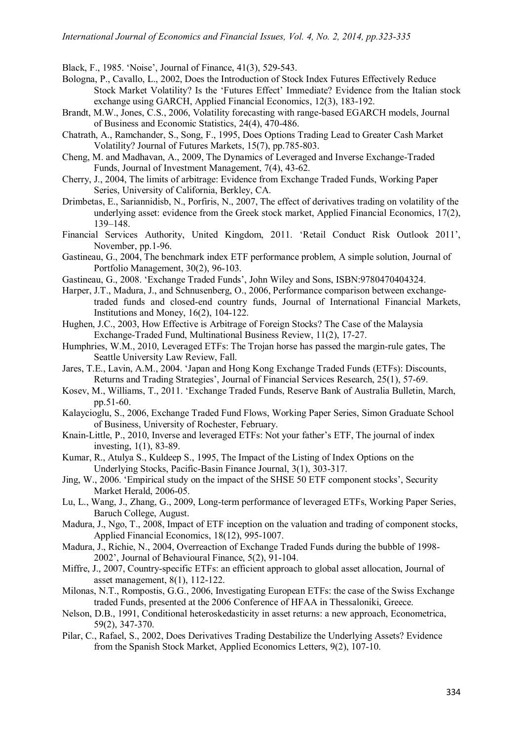Black, F., 1985. 'Noise', Journal of Finance, 41(3), 529-543.

Bologna, P., Cavallo, L., 2002, Does the Introduction of Stock Index Futures Effectively Reduce Stock Market Volatility? Is the 'Futures Effect' Immediate? Evidence from the Italian stock exchange using GARCH, Applied Financial Economics, 12(3), 183-192.

Brandt, M.W., Jones, C.S., 2006, Volatility forecasting with range-based EGARCH models, Journal of Business and Economic Statistics, 24(4), 470-486.

Chatrath, A., Ramchander, S., Song, F., 1995, Does Options Trading Lead to Greater Cash Market Volatility? Journal of Futures Markets, 15(7), pp.785-803.

Cheng, M. and Madhavan, A., 2009, The Dynamics of Leveraged and Inverse Exchange-Traded Funds, Journal of Investment Management, 7(4), 43-62.

Cherry, J., 2004, The limits of arbitrage: Evidence from Exchange Traded Funds, Working Paper Series, University of California, Berkley, CA.

Drimbetas, E., Sariannidisb, N., Porfiris, N., 2007, The effect of derivatives trading on volatility of the underlying asset: evidence from the Greek stock market, Applied Financial Economics, 17(2), 139–148.

Financial Services Authority, United Kingdom, 2011. 'Retail Conduct Risk Outlook 2011', November, pp.1-96.

Gastineau, G., 2004, The benchmark index ETF performance problem, A simple solution, Journal of Portfolio Management, 30(2), 96-103.

Gastineau, G., 2008. 'Exchange Traded Funds', John Wiley and Sons, ISBN:9780470404324.

Harper, J.T., Madura, J., and Schnusenberg, O., 2006, Performance comparison between exchange-traded funds and closed-end country funds, Journal of International Financial Markets, Institutions and Money, 16(2), 104-122.

Hughen, J.C., 2003, How Effective is Arbitrage of Foreign Stocks? The Case of the Malaysia Exchange-Traded Fund, Multinational Business Review, 11(2), 17-27.

Humphries, W.M., 2010, Leveraged ETFs: The Trojan horse has passed the margin-rule gates, The Seattle University Law Review, Fall.

Jares, T.E., Lavin, A.M., 2004. 'Japan and Hong Kong Exchange Traded Funds (ETFs): Discounts, Returns and Trading Strategies', Journal of Financial Services Research, 25(1), 57-69.

Kosev, M., Williams, T., 2011. 'Exchange Traded Funds, Reserve Bank of Australia Bulletin, March, pp.51-60.

Kalaycioglu, S., 2006, Exchange Traded Fund Flows, Working Paper Series, Simon Graduate School of Business, University of Rochester, February.

Knain-Little, P., 2010, Inverse and leveraged ETFs: Not your father's ETF, The journal of index investing, 1(1), 83-89.

Kumar, R., Atulya S., Kuldeep S., 1995, The Impact of the Listing of Index Options on the Underlying Stocks, Pacific-Basin Finance Journal, 3(1), 303-317.

Jing, W., 2006. 'Empirical study on the impact of the SHSE 50 ETF component stocks', Security Market Herald, 2006-05.

Lu, L., Wang, J., Zhang, G., 2009, Long-term performance of leveraged ETFs, Working Paper Series, Baruch College, August.

Madura, J., Ngo, T., 2008, Impact of ETF inception on the valuation and trading of component stocks, Applied Financial Economics, 18(12), 995-1007.

Madura, J., Richie, N., 2004, Overreaction of Exchange Traded Funds during the bubble of 1998-2002', Journal of Behavioural Finance, 5(2), 91-104.

Miffre, J., 2007, Country-specific ETFs: an efficient approach to global asset allocation, Journal of asset management, 8(1), 112-122.

Milonas, N.T., Rompostis, G.G., 2006, Investigating European ETFs: the case of the Swiss Exchange traded Funds, presented at the 2006 Conference of HFAA in Thessaloniki, Greece.

Nelson, D.B., 1991, Conditional heteroskedasticity in asset returns: a new approach, Econometrica, 59(2), 347-370.

Pilar, C., Rafael, S., 2002, Does Derivatives Trading Destabilize the Underlying Assets? Evidence from the Spanish Stock Market, Applied Economics Letters, 9(2), 107-10.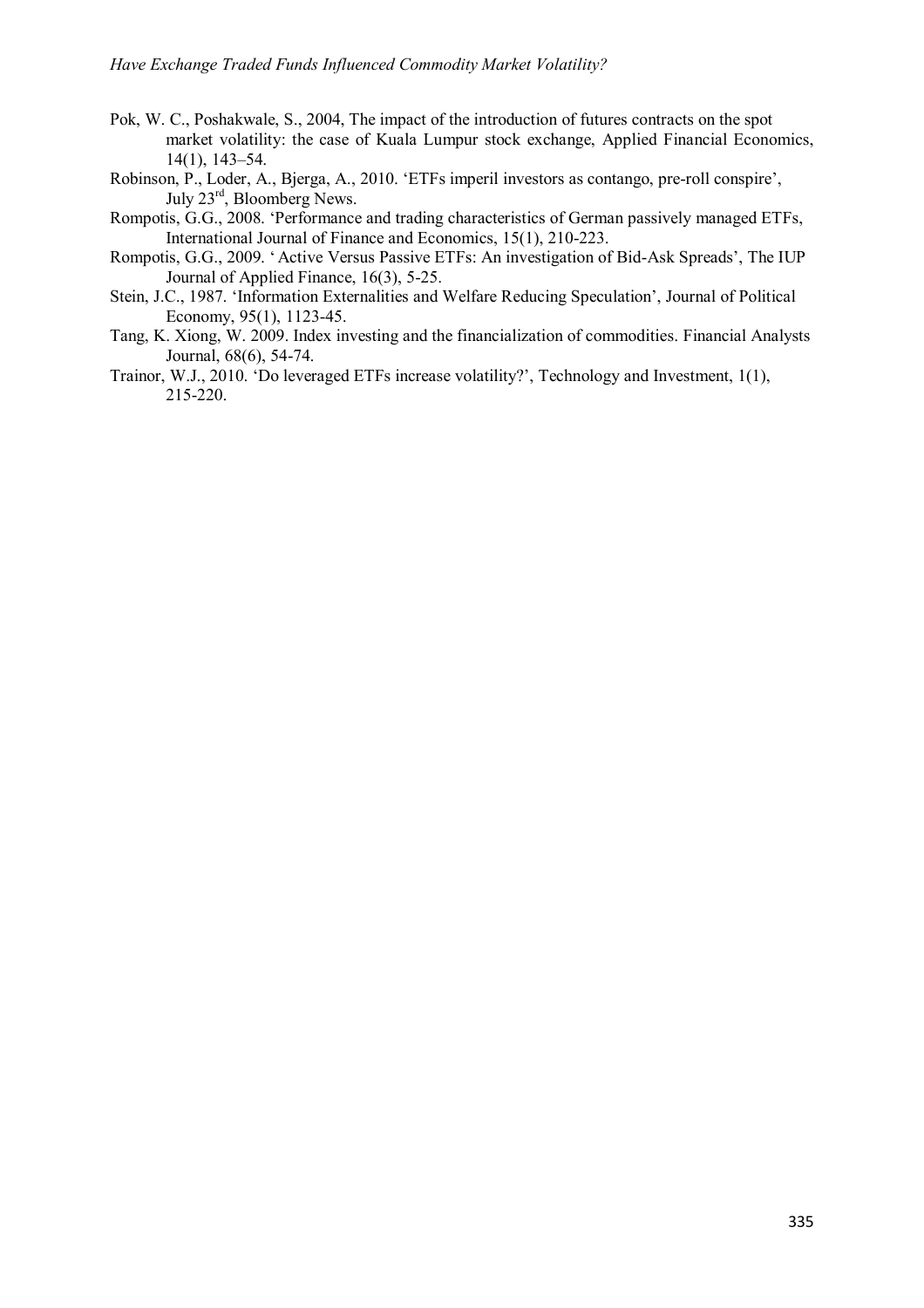Pok, W. C., Poshakwale, S., 2004, The impact of the introduction of futures contracts on the spot market volatility: the case of Kuala Lumpur stock exchange, Applied Financial Economics, 14(1), 143–54.

Robinson, P., Loder, A., Bjerga, A., 2010. 'ETFs imperil investors as contango, pre-roll conspire', July 23rd, Bloomberg News.

Rompotis, G.G., 2008. 'Performance and trading characteristics of German passively managed ETFs, International Journal of Finance and Economics, 15(1), 210-223.

Rompotis, G.G., 2009. ' Active Versus Passive ETFs: An investigation of Bid-Ask Spreads', The IUP Journal of Applied Finance, 16(3), 5-25.

Stein, J.C., 1987. 'Information Externalities and Welfare Reducing Speculation', Journal of Political Economy, 95(1), 1123-45.

Tang, K. Xiong, W. 2009. Index investing and the financialization of commodities. Financial Analysts Journal, 68(6), 54-74.

Trainor, W.J., 2010. 'Do leveraged ETFs increase volatility?', Technology and Investment, 1(1), 215-220.